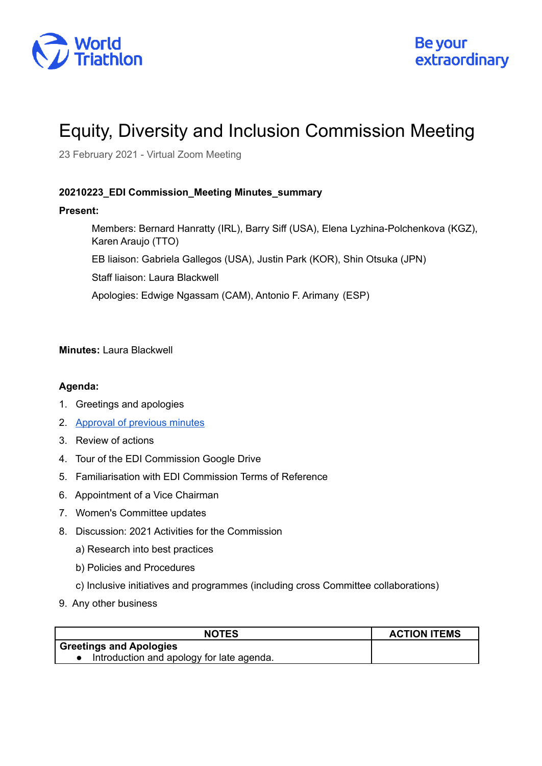World Triathlon

Be your extraordinary

# Equity, Diversity and Inclusion Commission Meeting

23 February 2021 - Virtual Zoom Meeting

**20210223_EDI Commission_Meeting Minutes_summary**

**Present:**

Members: Bernard Hanratty (IRL), Barry Siff (USA), Elena Lyzhina-Polchenkova (KGZ), Karen Araujo (TTO)

EB liaison: Gabriela Gallegos (USA), Justin Park (KOR), Shin Otsuka (JPN)

Staff liaison: Laura Blackwell

Apologies: Edwige Ngassam (CAM), Antonio F. Arimany (ESP)

**Minutes:** Laura Blackwell

**Agenda:**

1. Greetings and apologies
2. Approval of previous minutes
3. Review of actions
4. Tour of the EDI Commission Google Drive
5. Familiarisation with EDI Commission Terms of Reference
6. Appointment of a Vice Chairman
7. Women's Committee updates
8. Discussion: 2021 Activities for the Commission
   a) Research into best practices
   b) Policies and Procedures
   c) Inclusive initiatives and programmes (including cross Committee collaborations)
9. Any other business

| NOTES | ACTION ITEMS |
|---|---|
| **Greetings and Apologies**<br>• Introduction and apology for late agenda. | |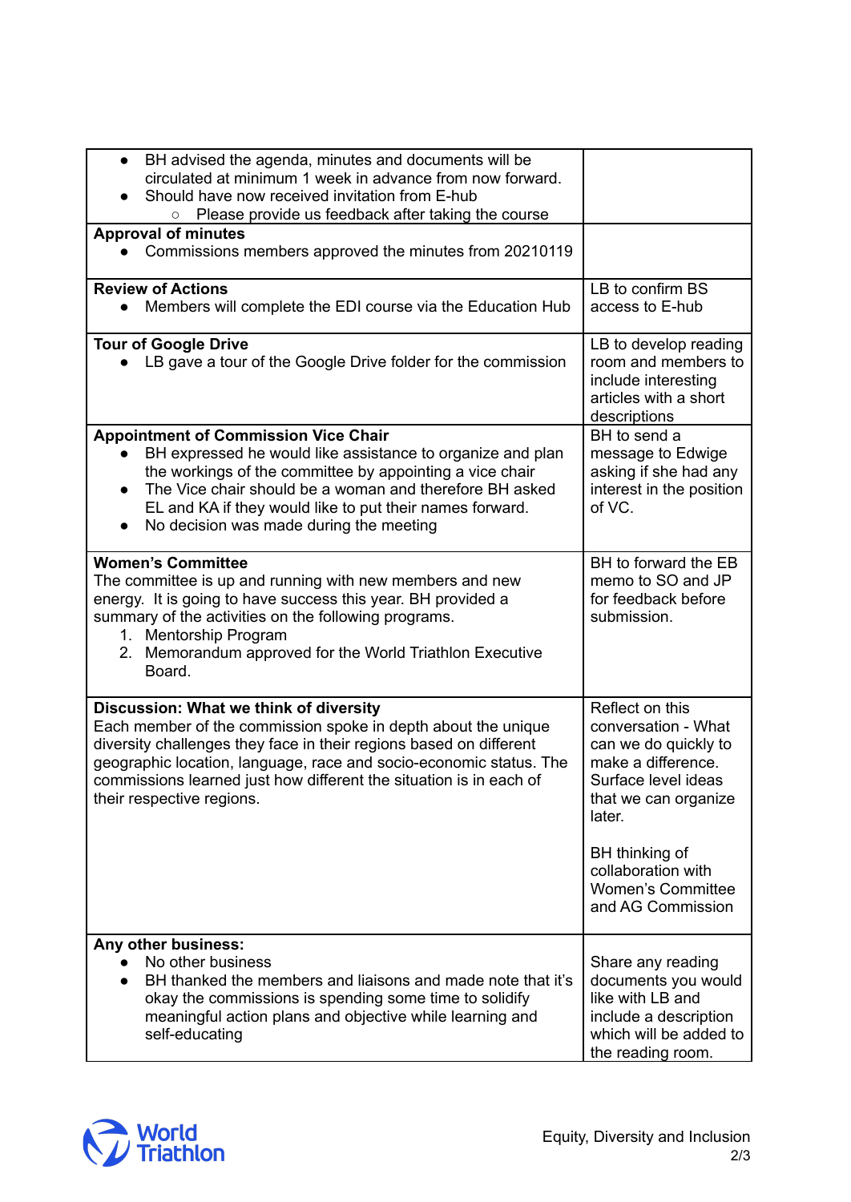| | |
|---|---|
| • BH advised the agenda, minutes and documents will be circulated at minimum 1 week in advance from now forward.<br>• Should have now received invitation from E-hub<br>  ○ Please provide us feedback after taking the course | |
| **Approval of minutes**<br>• Commissions members approved the minutes from 20210119 | |
| **Review of Actions**<br>• Members will complete the EDI course via the Education Hub | LB to confirm BS access to E-hub |
| **Tour of Google Drive**<br>• LB gave a tour of the Google Drive folder for the commission | LB to develop reading room and members to include interesting articles with a short descriptions |
| **Appointment of Commission Vice Chair**<br>• BH expressed he would like assistance to organize and plan the workings of the committee by appointing a vice chair<br>• The Vice chair should be a woman and therefore BH asked EL and KA if they would like to put their names forward.<br>• No decision was made during the meeting | BH to send a message to Edwige asking if she had any interest in the position of VC. |
| **Women's Committee**<br>The committee is up and running with new members and new energy. It is going to have success this year. BH provided a summary of the activities on the following programs.<br>1. Mentorship Program<br>2. Memorandum approved for the World Triathlon Executive Board. | BH to forward the EB memo to SO and JP for feedback before submission. |
| **Discussion: What we think of diversity**<br>Each member of the commission spoke in depth about the unique diversity challenges they face in their regions based on different geographic location, language, race and socio-economic status. The commissions learned just how different the situation is in each of their respective regions. | Reflect on this conversation - What can we do quickly to make a difference. Surface level ideas that we can organize later.<br><br>BH thinking of collaboration with Women's Committee and AG Commission |
| **Any other business:**<br>• No other business<br>• BH thanked the members and liaisons and made note that it's okay the commissions is spending some time to solidify meaningful action plans and objective while learning and self-educating | Share any reading documents you would like with LB and include a description which will be added to the reading room. |